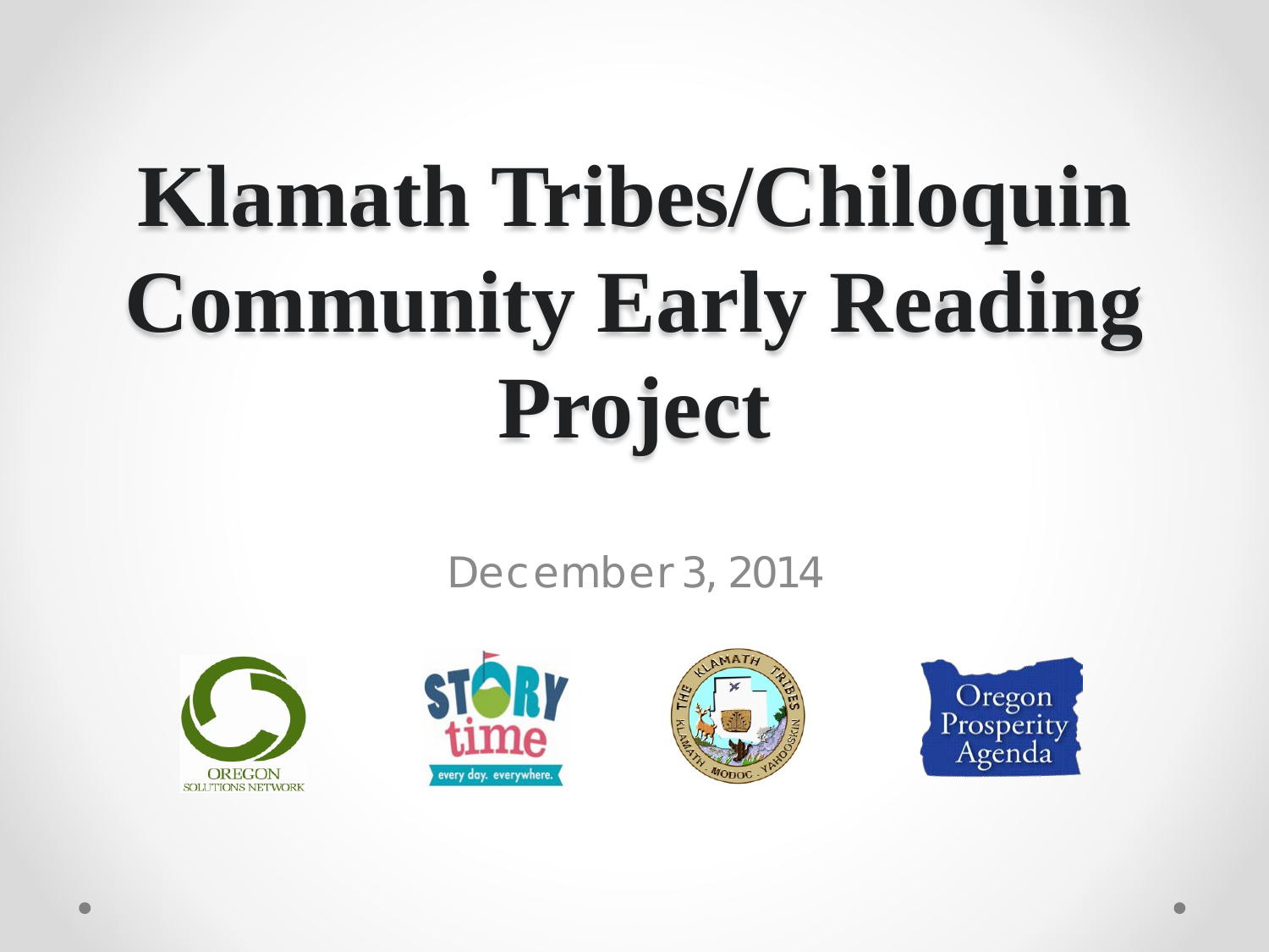# Klamath Tribes/Chiloquin Community Early Reading Project

December 3, 2014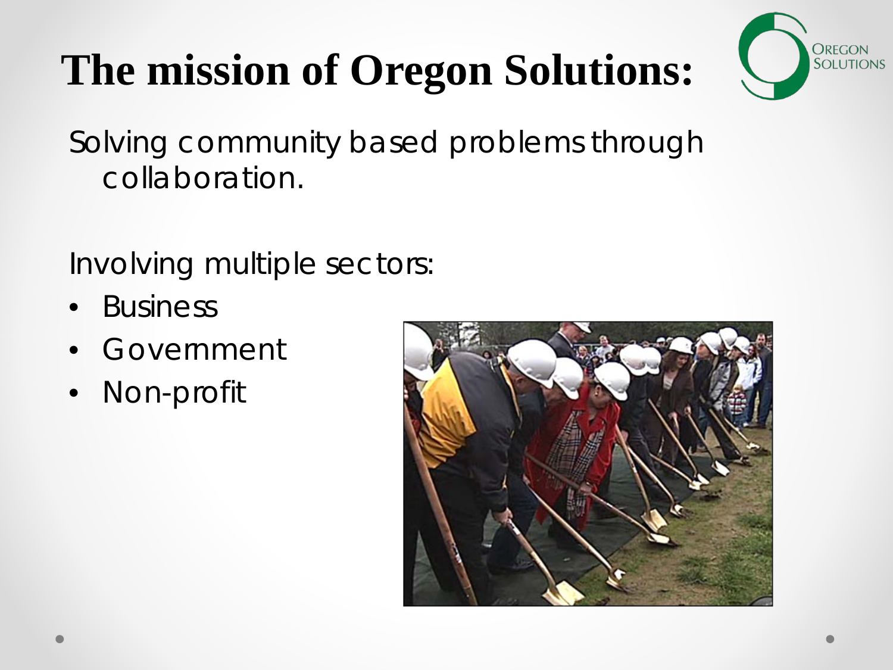# The mission of Oregon Solutions:

Solving community based problems through collaboration.

Involving multiple sectors:

- Business
- Government
- Non-profit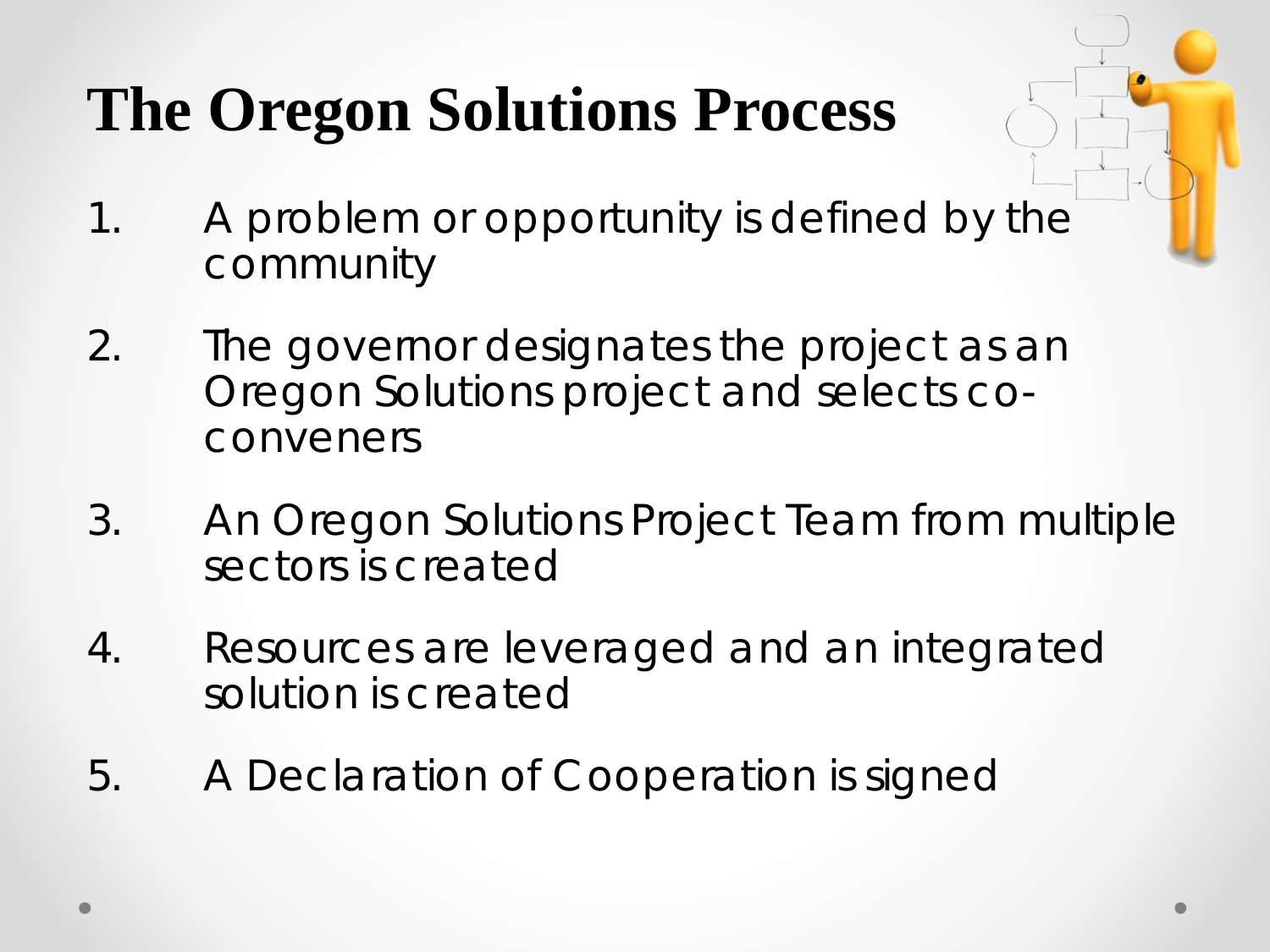# The Oregon Solutions Process

1. A problem or opportunity is defined by the community
2. The governor designates the project as an Oregon Solutions project and selects co-conveners
3. An Oregon Solutions Project Team from multiple sectors is created
4. Resources are leveraged and an integrated solution is created
5. A Declaration of Cooperation is signed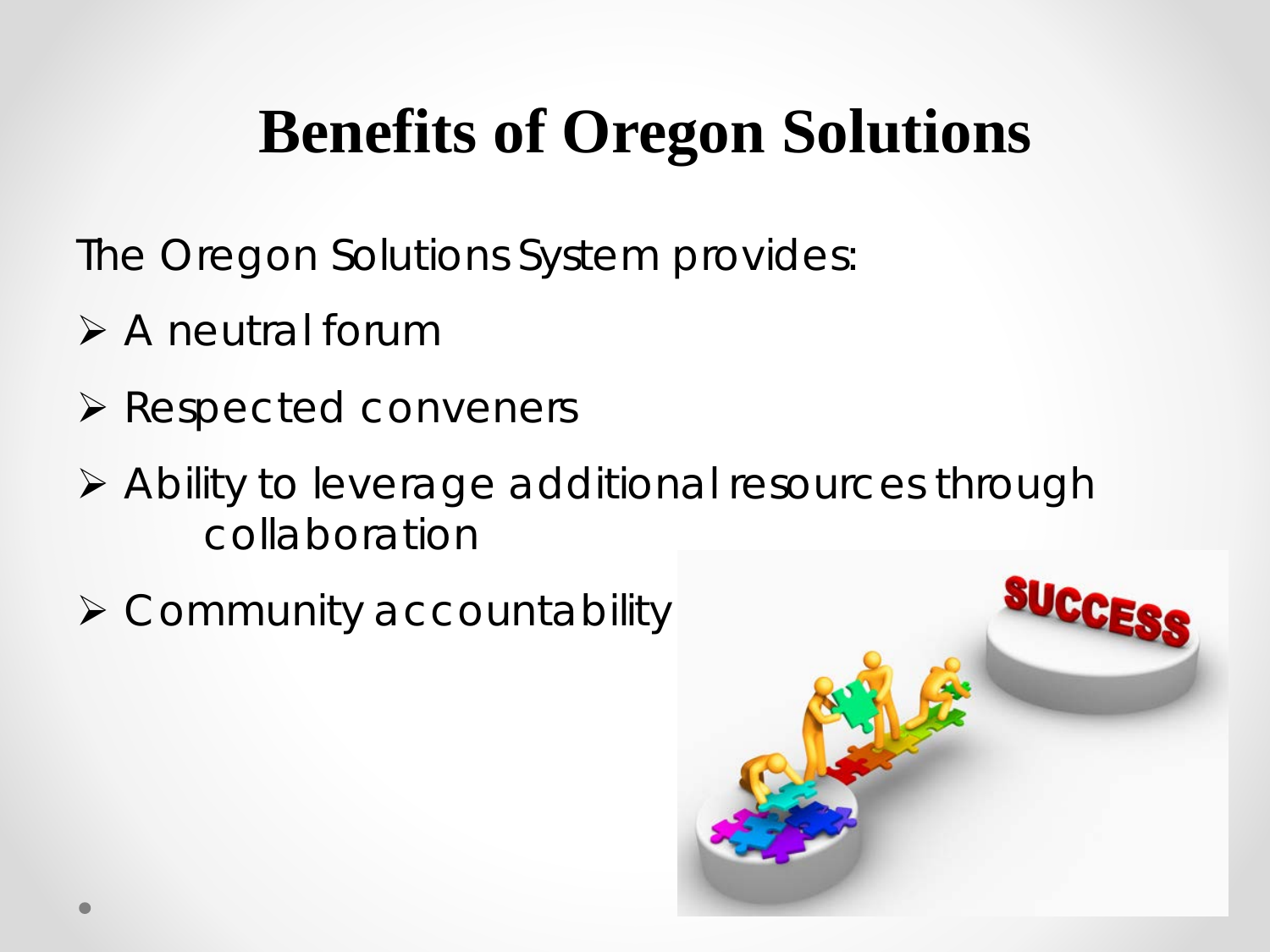# Benefits of Oregon Solutions

The Oregon Solutions System provides:

- A neutral forum
- Respected conveners
- Ability to leverage additional resources through collaboration
- Community accountability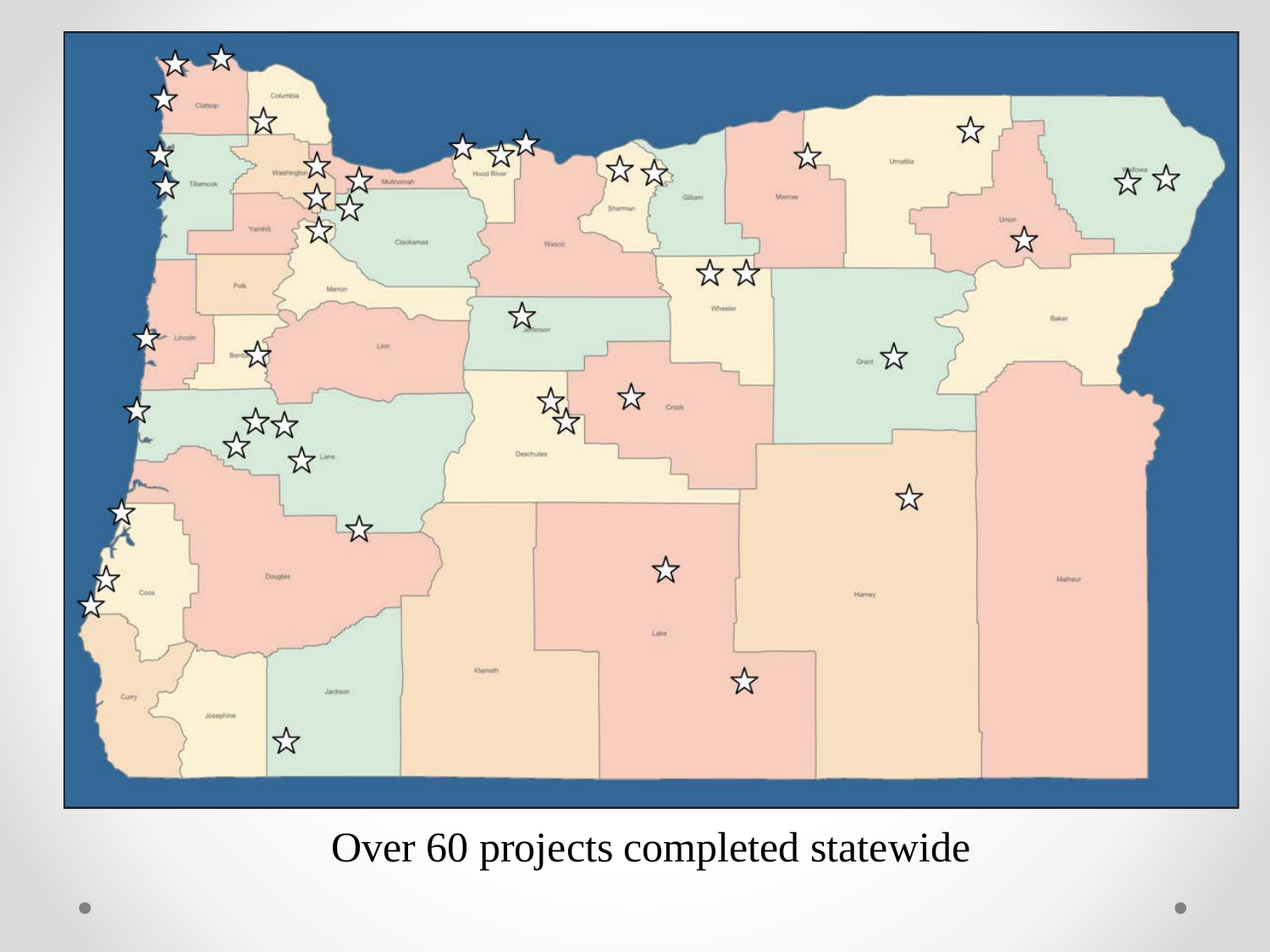Over 60 projects completed statewide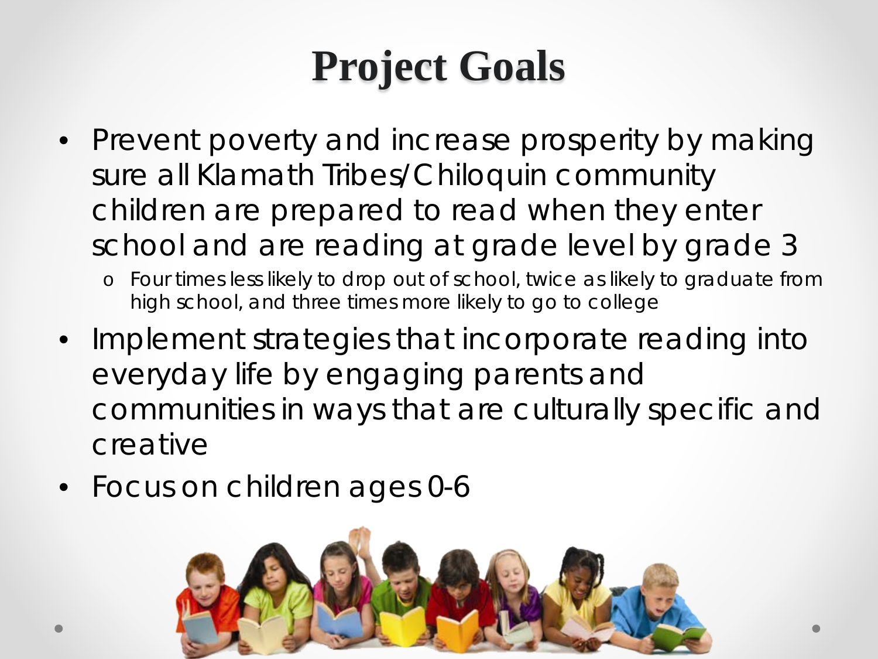# Project Goals

- Prevent poverty and increase prosperity by making sure all Klamath Tribes/Chiloquin community children are prepared to read when they enter school and are reading at grade level by grade 3
  - Four times less likely to drop out of school, twice as likely to graduate from high school, and three times more likely to go to college
- Implement strategies that incorporate reading into everyday life by engaging parents and communities in ways that are culturally specific and creative
- Focus on children ages 0-6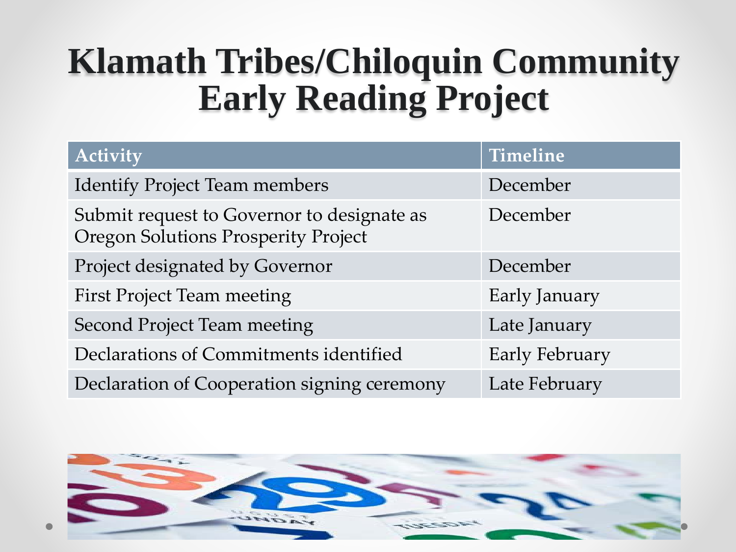# Klamath Tribes/Chiloquin Community Early Reading Project

| Activity | Timeline |
| --- | --- |
| Identify Project Team members | December |
| Submit request to Governor to designate as Oregon Solutions Prosperity Project | December |
| Project designated by Governor | December |
| First Project Team meeting | Early January |
| Second Project Team meeting | Late January |
| Declarations of Commitments identified | Early February |
| Declaration of Cooperation signing ceremony | Late February |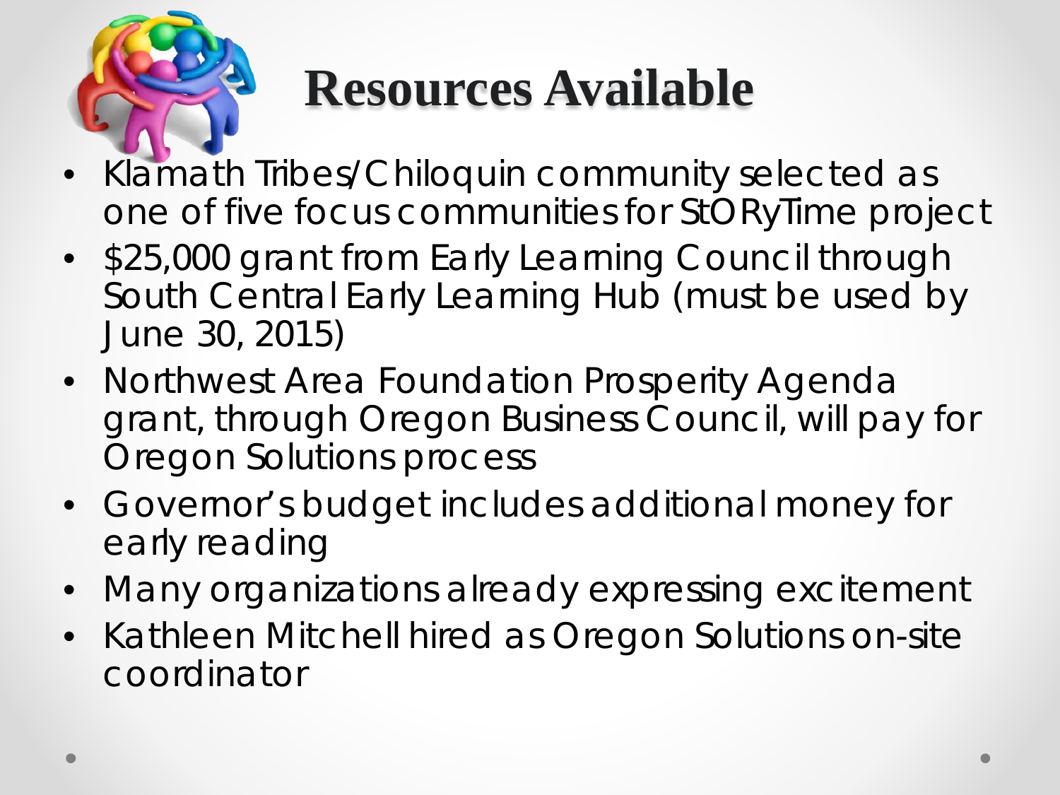# Resources Available

- Klamath Tribes/Chiloquin community selected as one of five focus communities for StORyTime project
- $25,000 grant from Early Learning Council through South Central Early Learning Hub (must be used by June 30, 2015)
- Northwest Area Foundation Prosperity Agenda grant, through Oregon Business Council, will pay for Oregon Solutions process
- Governor's budget includes additional money for early reading
- Many organizations already expressing excitement
- Kathleen Mitchell hired as Oregon Solutions on-site coordinator